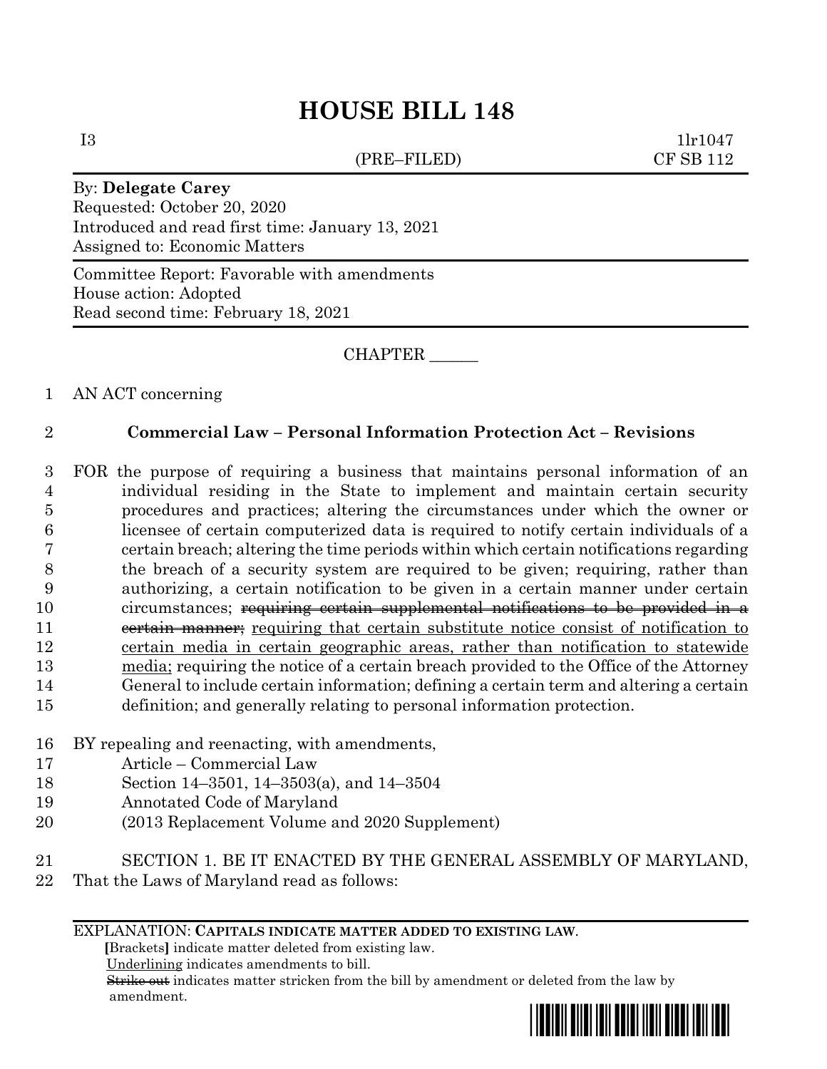# HOUSE BILL 148

I3 (PRE–FILED) 1lr1047
CF SB 112

By: **Delegate Carey**
Requested: October 20, 2020
Introduced and read first time: January 13, 2021
Assigned to: Economic Matters

Committee Report: Favorable with amendments
House action: Adopted
Read second time: February 18, 2021

CHAPTER ______

1 AN ACT concerning

2 **Commercial Law – Personal Information Protection Act – Revisions**

3 FOR the purpose of requiring a business that maintains personal information of an
4 individual residing in the State to implement and maintain certain security
5 procedures and practices; altering the circumstances under which the owner or
6 licensee of certain computerized data is required to notify certain individuals of a
7 certain breach; altering the time periods within which certain notifications regarding
8 the breach of a security system are required to be given; requiring, rather than
9 authorizing, a certain notification to be given in a certain manner under certain
10 circumstances; ~~requiring certain supplemental notifications to be provided in a~~
11 ~~certain manner;~~ <u>requiring that certain substitute notice consist of notification to</u>
12 <u>certain media in certain geographic areas, rather than notification to statewide</u>
13 <u>media;</u> requiring the notice of a certain breach provided to the Office of the Attorney
14 General to include certain information; defining a certain term and altering a certain
15 definition; and generally relating to personal information protection.

16 BY repealing and reenacting, with amendments,
17 Article – Commercial Law
18 Section 14–3501, 14–3503(a), and 14–3504
19 Annotated Code of Maryland
20 (2013 Replacement Volume and 2020 Supplement)

21 SECTION 1. BE IT ENACTED BY THE GENERAL ASSEMBLY OF MARYLAND,
22 That the Laws of Maryland read as follows:

EXPLANATION: **CAPITALS INDICATE MATTER ADDED TO EXISTING LAW.**
**[**Brackets**]** indicate matter deleted from existing law.
<u>Underlining</u> indicates amendments to bill.
~~Strike out~~ indicates matter stricken from the bill by amendment or deleted from the law by amendment.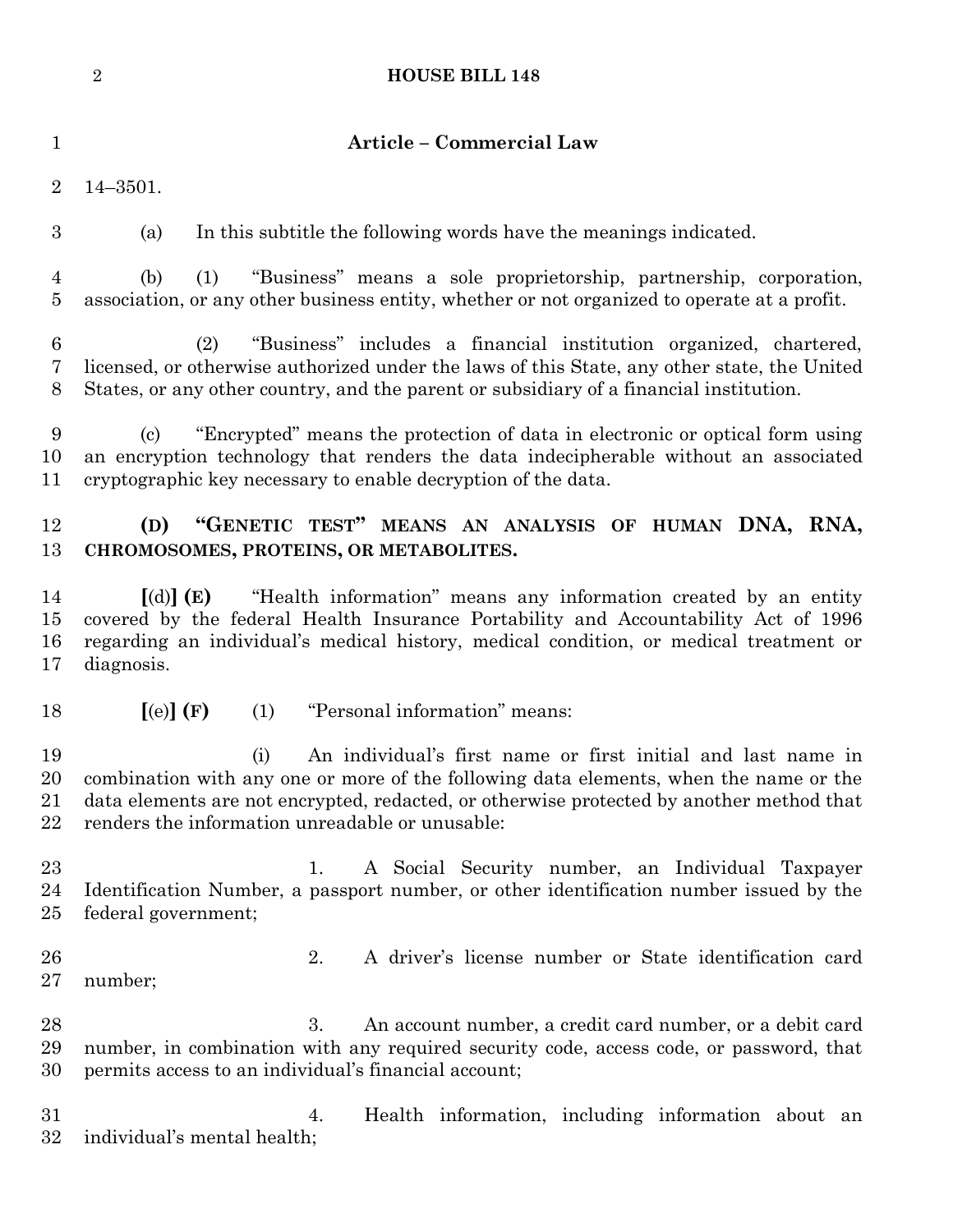## Article – Commercial Law

14–3501.

(a) In this subtitle the following words have the meanings indicated.

(b) (1) "Business" means a sole proprietorship, partnership, corporation, association, or any other business entity, whether or not organized to operate at a profit.

(2) "Business" includes a financial institution organized, chartered, licensed, or otherwise authorized under the laws of this State, any other state, the United States, or any other country, and the parent or subsidiary of a financial institution.

(c) "Encrypted" means the protection of data in electronic or optical form using an encryption technology that renders the data indecipherable without an associated cryptographic key necessary to enable decryption of the data.

**(D) "GENETIC TEST" MEANS AN ANALYSIS OF HUMAN DNA, RNA, CHROMOSOMES, PROTEINS, OR METABOLITES.**

**[**(d)**] (E)** "Health information" means any information created by an entity covered by the federal Health Insurance Portability and Accountability Act of 1996 regarding an individual's medical history, medical condition, or medical treatment or diagnosis.

**[**(e)**] (F)** (1) "Personal information" means:

(i) An individual's first name or first initial and last name in combination with any one or more of the following data elements, when the name or the data elements are not encrypted, redacted, or otherwise protected by another method that renders the information unreadable or unusable:

1. A Social Security number, an Individual Taxpayer Identification Number, a passport number, or other identification number issued by the federal government;

2. A driver's license number or State identification card number;

3. An account number, a credit card number, or a debit card number, in combination with any required security code, access code, or password, that permits access to an individual's financial account;

4. Health information, including information about an individual's mental health;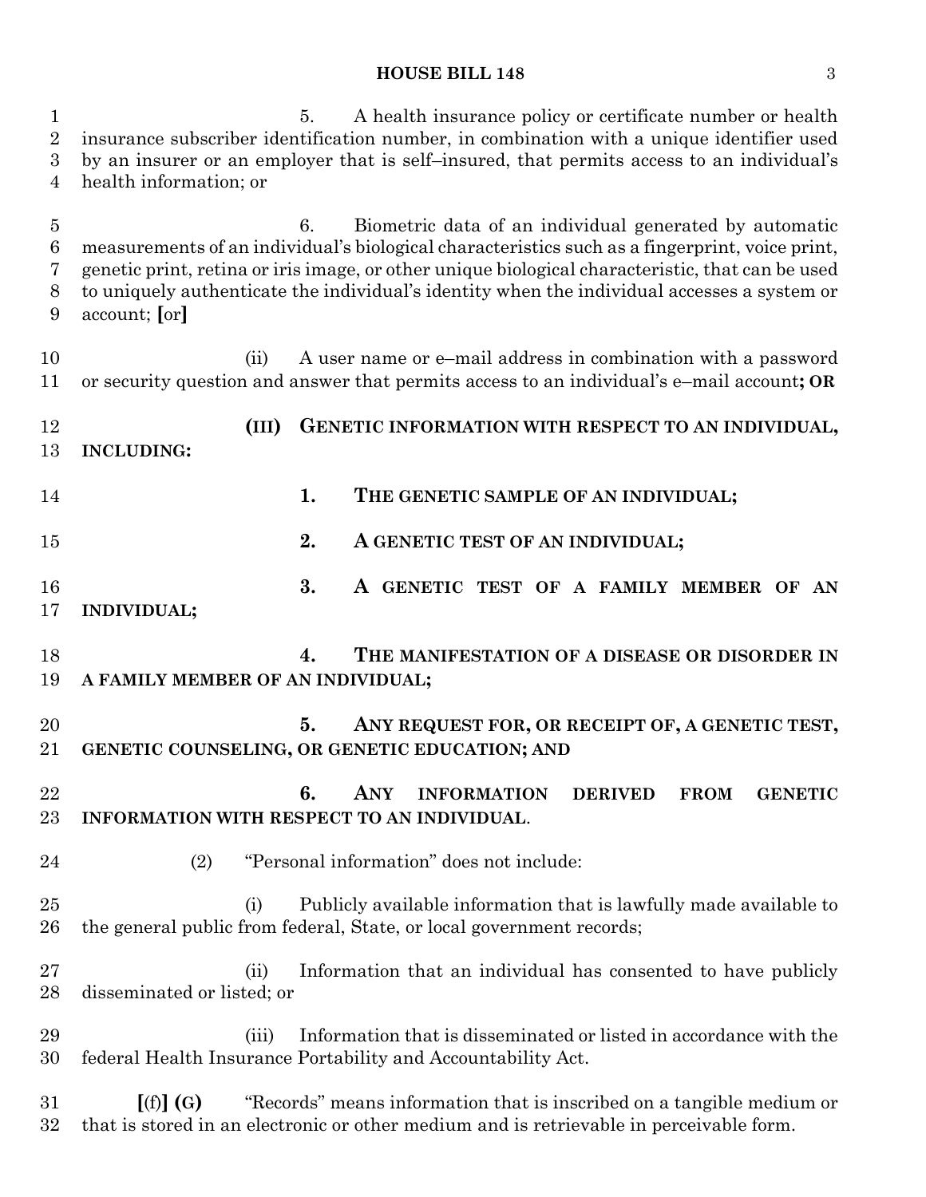5. A health insurance policy or certificate number or health insurance subscriber identification number, in combination with a unique identifier used by an insurer or an employer that is self–insured, that permits access to an individual's health information; or

6. Biometric data of an individual generated by automatic measurements of an individual's biological characteristics such as a fingerprint, voice print, genetic print, retina or iris image, or other unique biological characteristic, that can be used to uniquely authenticate the individual's identity when the individual accesses a system or account; **[**or**]**

(ii) A user name or e–mail address in combination with a password or security question and answer that permits access to an individual's e–mail account**; OR**

**(III) GENETIC INFORMATION WITH RESPECT TO AN INDIVIDUAL, INCLUDING:**

**1. THE GENETIC SAMPLE OF AN INDIVIDUAL;**

**2. A GENETIC TEST OF AN INDIVIDUAL;**

**3. A GENETIC TEST OF A FAMILY MEMBER OF AN INDIVIDUAL;**

**4. THE MANIFESTATION OF A DISEASE OR DISORDER IN A FAMILY MEMBER OF AN INDIVIDUAL;**

**5. ANY REQUEST FOR, OR RECEIPT OF, A GENETIC TEST, GENETIC COUNSELING, OR GENETIC EDUCATION; AND**

**6. ANY INFORMATION DERIVED FROM GENETIC INFORMATION WITH RESPECT TO AN INDIVIDUAL**.

(2) "Personal information" does not include:

(i) Publicly available information that is lawfully made available to the general public from federal, State, or local government records;

(ii) Information that an individual has consented to have publicly disseminated or listed; or

(iii) Information that is disseminated or listed in accordance with the federal Health Insurance Portability and Accountability Act.

**[**(f)**] (G)** "Records" means information that is inscribed on a tangible medium or that is stored in an electronic or other medium and is retrievable in perceivable form.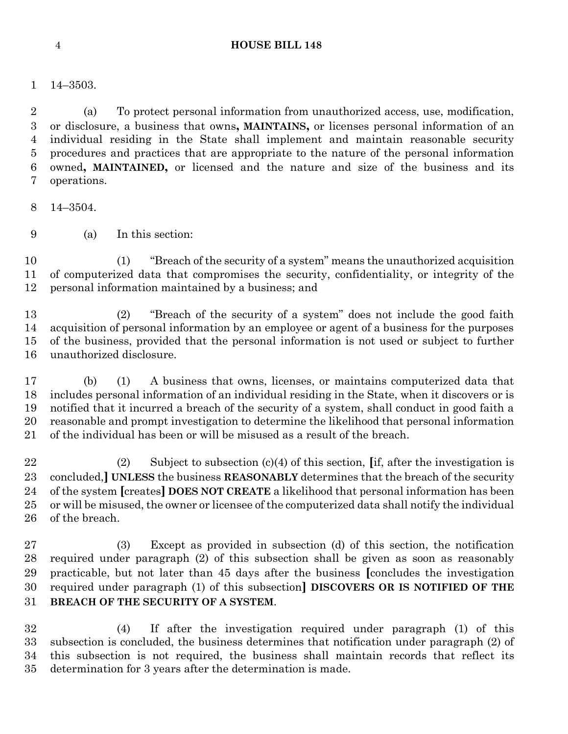14–3503.

(a) To protect personal information from unauthorized access, use, modification, or disclosure, a business that owns**, MAINTAINS,** or licenses personal information of an individual residing in the State shall implement and maintain reasonable security procedures and practices that are appropriate to the nature of the personal information owned**, MAINTAINED,** or licensed and the nature and size of the business and its operations.

14–3504.

(a) In this section:

(1) "Breach of the security of a system" means the unauthorized acquisition of computerized data that compromises the security, confidentiality, or integrity of the personal information maintained by a business; and

(2) "Breach of the security of a system" does not include the good faith acquisition of personal information by an employee or agent of a business for the purposes of the business, provided that the personal information is not used or subject to further unauthorized disclosure.

(b) (1) A business that owns, licenses, or maintains computerized data that includes personal information of an individual residing in the State, when it discovers or is notified that it incurred a breach of the security of a system, shall conduct in good faith a reasonable and prompt investigation to determine the likelihood that personal information of the individual has been or will be misused as a result of the breach.

(2) Subject to subsection (c)(4) of this section, **[**if, after the investigation is concluded,**] UNLESS** the business **REASONABLY** determines that the breach of the security of the system **[**creates**] DOES NOT CREATE** a likelihood that personal information has been or will be misused, the owner or licensee of the computerized data shall notify the individual of the breach.

(3) Except as provided in subsection (d) of this section, the notification required under paragraph (2) of this subsection shall be given as soon as reasonably practicable, but not later than 45 days after the business **[**concludes the investigation required under paragraph (1) of this subsection**] DISCOVERS OR IS NOTIFIED OF THE BREACH OF THE SECURITY OF A SYSTEM**.

(4) If after the investigation required under paragraph (1) of this subsection is concluded, the business determines that notification under paragraph (2) of this subsection is not required, the business shall maintain records that reflect its determination for 3 years after the determination is made.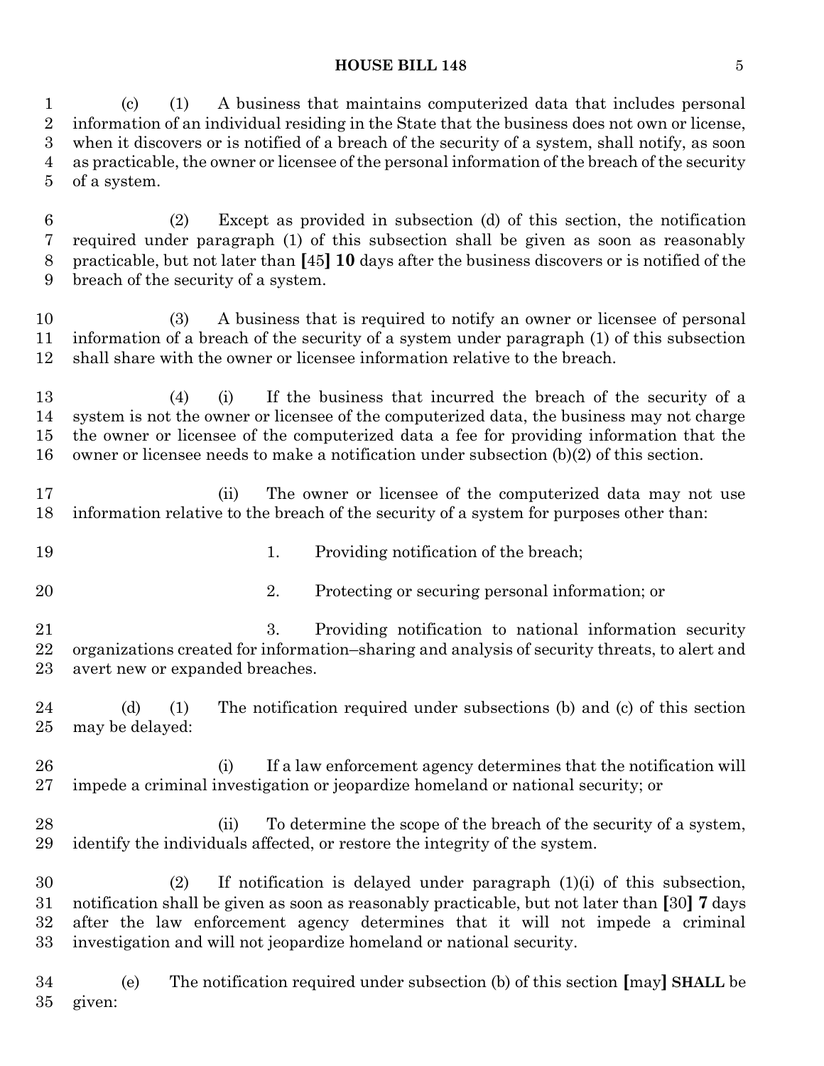(c) (1) A business that maintains computerized data that includes personal information of an individual residing in the State that the business does not own or license, when it discovers or is notified of a breach of the security of a system, shall notify, as soon as practicable, the owner or licensee of the personal information of the breach of the security of a system.

(2) Except as provided in subsection (d) of this section, the notification required under paragraph (1) of this subsection shall be given as soon as reasonably practicable, but not later than [45] **10** days after the business discovers or is notified of the breach of the security of a system.

(3) A business that is required to notify an owner or licensee of personal information of a breach of the security of a system under paragraph (1) of this subsection shall share with the owner or licensee information relative to the breach.

(4) (i) If the business that incurred the breach of the security of a system is not the owner or licensee of the computerized data, the business may not charge the owner or licensee of the computerized data a fee for providing information that the owner or licensee needs to make a notification under subsection (b)(2) of this section.

(ii) The owner or licensee of the computerized data may not use information relative to the breach of the security of a system for purposes other than:

1. Providing notification of the breach;

2. Protecting or securing personal information; or

3. Providing notification to national information security organizations created for information–sharing and analysis of security threats, to alert and avert new or expanded breaches.

(d) (1) The notification required under subsections (b) and (c) of this section may be delayed:

(i) If a law enforcement agency determines that the notification will impede a criminal investigation or jeopardize homeland or national security; or

(ii) To determine the scope of the breach of the security of a system, identify the individuals affected, or restore the integrity of the system.

(2) If notification is delayed under paragraph (1)(i) of this subsection, notification shall be given as soon as reasonably practicable, but not later than [30] **7** days after the law enforcement agency determines that it will not impede a criminal investigation and will not jeopardize homeland or national security.

(e) The notification required under subsection (b) of this section [may] **SHALL** be given: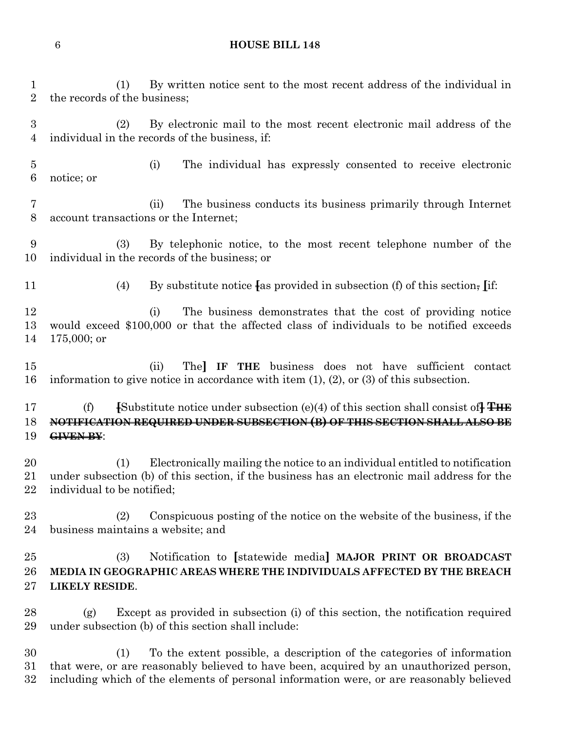(1) By written notice sent to the most recent address of the individual in the records of the business;

(2) By electronic mail to the most recent electronic mail address of the individual in the records of the business, if:

(i) The individual has expressly consented to receive electronic notice; or

(ii) The business conducts its business primarily through Internet account transactions or the Internet;

(3) By telephonic notice, to the most recent telephone number of the individual in the records of the business; or

(4) By substitute notice ~~[as provided in subsection (f) of this section,~~ [if:

(i) The business demonstrates that the cost of providing notice would exceed $100,000 or that the affected class of individuals to be notified exceeds 175,000; or

(ii) The] **IF THE** business does not have sufficient contact information to give notice in accordance with item (1), (2), or (3) of this subsection.

(f) ~~[~~Substitute notice under subsection (e)(4) of this section shall consist of~~]~~ ~~**THE NOTIFICATION REQUIRED UNDER SUBSECTION (B) OF THIS SECTION SHALL ALSO BE GIVEN BY**~~:

(1) Electronically mailing the notice to an individual entitled to notification under subsection (b) of this section, if the business has an electronic mail address for the individual to be notified;

(2) Conspicuous posting of the notice on the website of the business, if the business maintains a website; and

(3) Notification to [statewide media] **MAJOR PRINT OR BROADCAST MEDIA IN GEOGRAPHIC AREAS WHERE THE INDIVIDUALS AFFECTED BY THE BREACH LIKELY RESIDE**.

(g) Except as provided in subsection (i) of this section, the notification required under subsection (b) of this section shall include:

(1) To the extent possible, a description of the categories of information that were, or are reasonably believed to have been, acquired by an unauthorized person, including which of the elements of personal information were, or are reasonably believed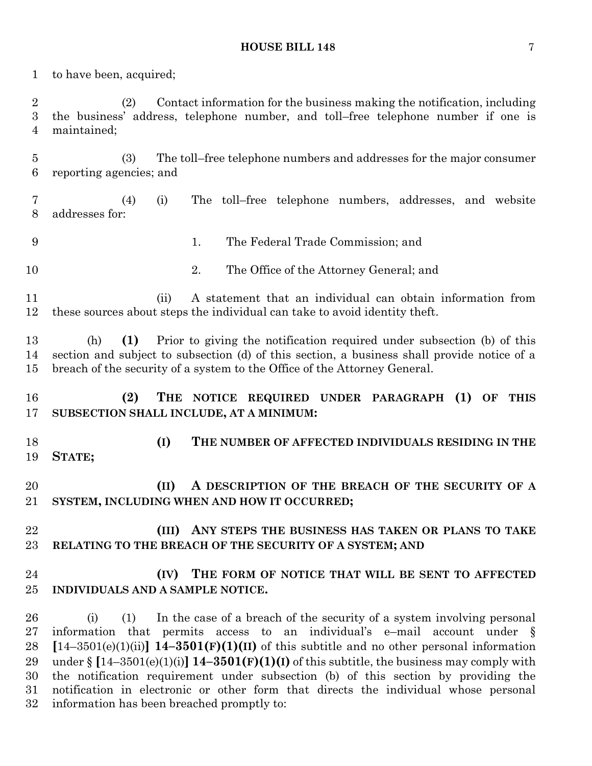to have been, acquired;

(2) Contact information for the business making the notification, including the business' address, telephone number, and toll–free telephone number if one is maintained;

(3) The toll–free telephone numbers and addresses for the major consumer reporting agencies; and

(4) (i) The toll–free telephone numbers, addresses, and website addresses for:

1. The Federal Trade Commission; and

2. The Office of the Attorney General; and

(ii) A statement that an individual can obtain information from these sources about steps the individual can take to avoid identity theft.

(h) **(1)** Prior to giving the notification required under subsection (b) of this section and subject to subsection (d) of this section, a business shall provide notice of a breach of the security of a system to the Office of the Attorney General.

**(2) THE NOTICE REQUIRED UNDER PARAGRAPH (1) OF THIS SUBSECTION SHALL INCLUDE, AT A MINIMUM:**

**(I) THE NUMBER OF AFFECTED INDIVIDUALS RESIDING IN THE STATE;**

**(II) A DESCRIPTION OF THE BREACH OF THE SECURITY OF A SYSTEM, INCLUDING WHEN AND HOW IT OCCURRED;**

**(III) ANY STEPS THE BUSINESS HAS TAKEN OR PLANS TO TAKE RELATING TO THE BREACH OF THE SECURITY OF A SYSTEM; AND**

**(IV) THE FORM OF NOTICE THAT WILL BE SENT TO AFFECTED INDIVIDUALS AND A SAMPLE NOTICE.**

(i) (1) In the case of a breach of the security of a system involving personal information that permits access to an individual's e–mail account under § **[**14–3501(e)(1)(ii)**] 14–3501(F)(1)(II)** of this subtitle and no other personal information under § **[**14–3501(e)(1)(i)**] 14–3501(F)(1)(I)** of this subtitle, the business may comply with the notification requirement under subsection (b) of this section by providing the notification in electronic or other form that directs the individual whose personal information has been breached promptly to: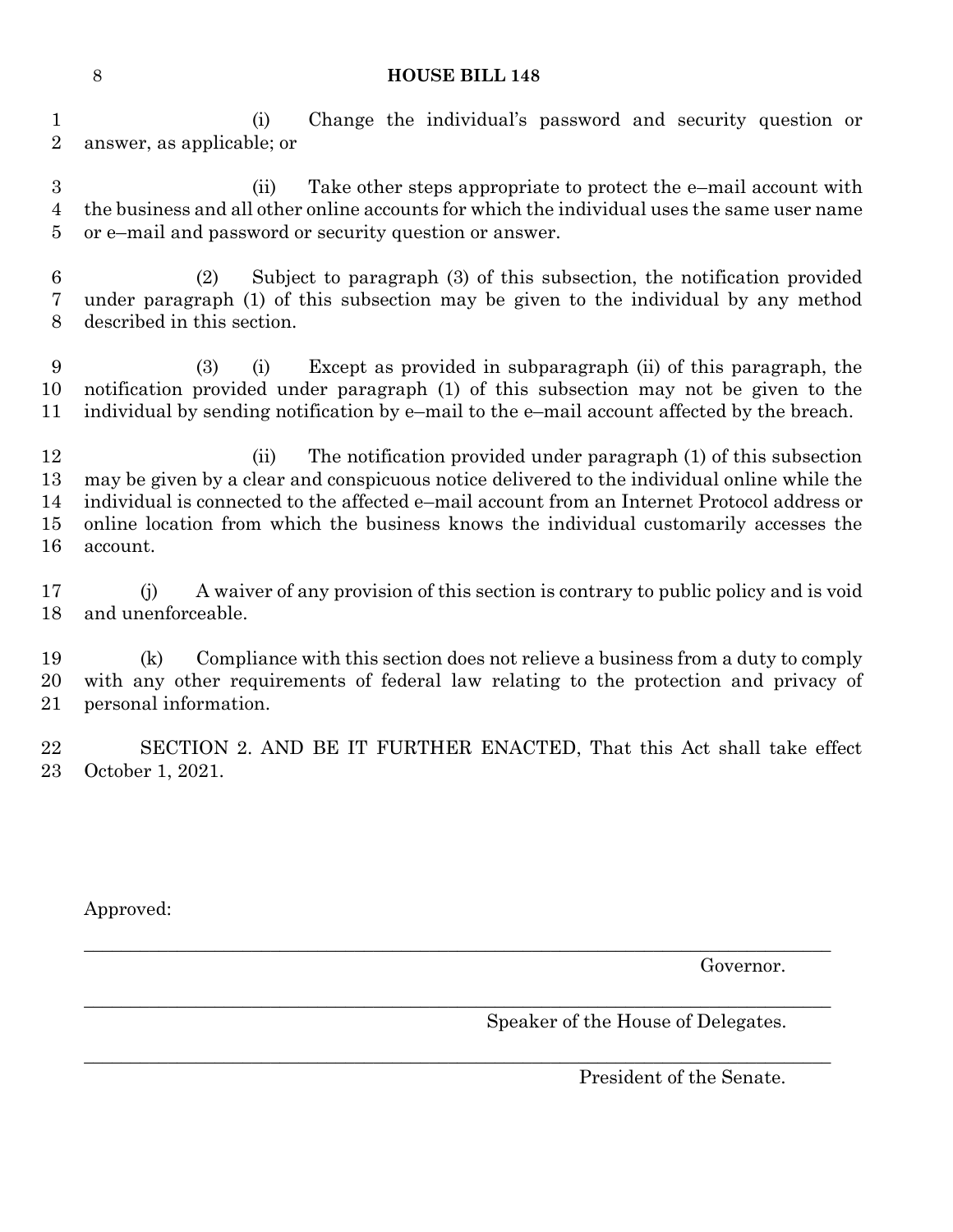(i) Change the individual's password and security question or answer, as applicable; or

(ii) Take other steps appropriate to protect the e–mail account with the business and all other online accounts for which the individual uses the same user name or e–mail and password or security question or answer.

(2) Subject to paragraph (3) of this subsection, the notification provided under paragraph (1) of this subsection may be given to the individual by any method described in this section.

(3) (i) Except as provided in subparagraph (ii) of this paragraph, the notification provided under paragraph (1) of this subsection may not be given to the individual by sending notification by e–mail to the e–mail account affected by the breach.

(ii) The notification provided under paragraph (1) of this subsection may be given by a clear and conspicuous notice delivered to the individual online while the individual is connected to the affected e–mail account from an Internet Protocol address or online location from which the business knows the individual customarily accesses the account.

(j) A waiver of any provision of this section is contrary to public policy and is void and unenforceable.

(k) Compliance with this section does not relieve a business from a duty to comply with any other requirements of federal law relating to the protection and privacy of personal information.

SECTION 2. AND BE IT FURTHER ENACTED, That this Act shall take effect October 1, 2021.

Approved:

\_\_\_\_\_\_\_\_\_\_\_\_\_\_\_\_\_\_\_\_\_\_\_\_\_\_\_\_\_\_\_\_\_\_\_\_\_\_\_\_\_\_\_\_\_\_\_\_\_\_\_\_\_\_

Governor.

\_\_\_\_\_\_\_\_\_\_\_\_\_\_\_\_\_\_\_\_\_\_\_\_\_\_\_\_\_\_\_\_\_\_\_\_\_\_\_\_\_\_\_\_\_\_\_\_\_\_\_\_\_\_

Speaker of the House of Delegates.

\_\_\_\_\_\_\_\_\_\_\_\_\_\_\_\_\_\_\_\_\_\_\_\_\_\_\_\_\_\_\_\_\_\_\_\_\_\_\_\_\_\_\_\_\_\_\_\_\_\_\_\_\_\_

President of the Senate.